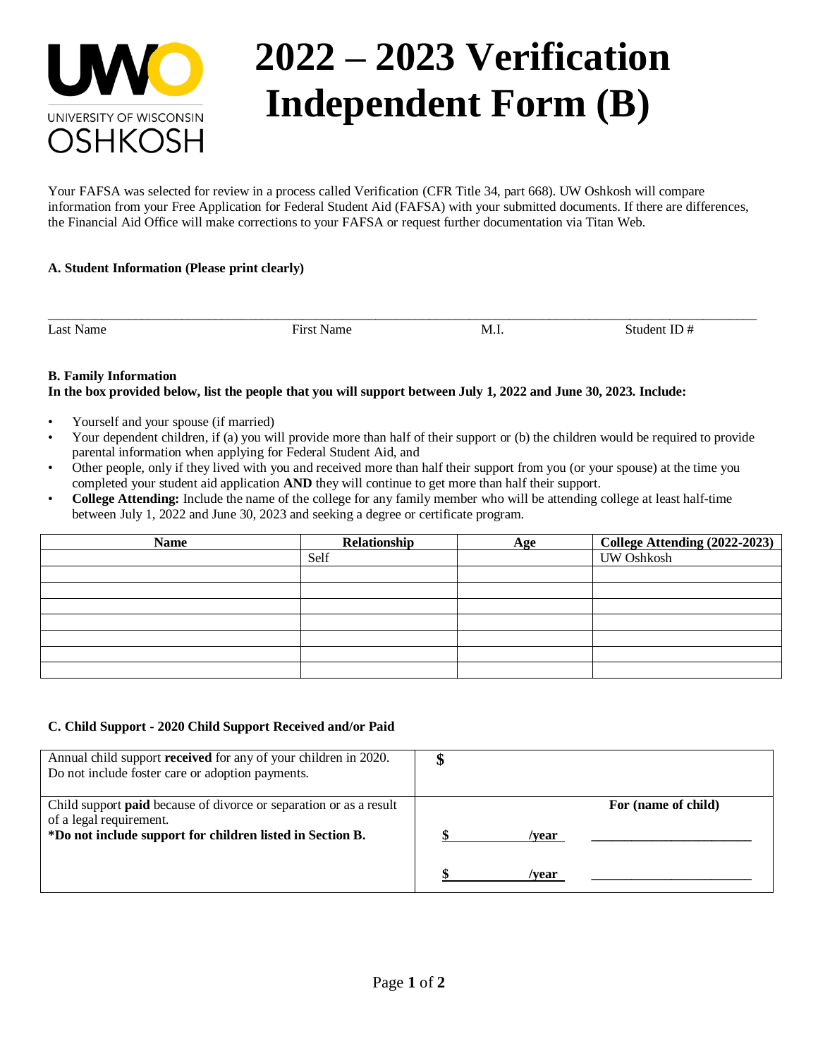UNIVERSITY OF WISCONSIN OSHKOSH

# 2022 – 2023 Verification Independent Form (B)

Your FAFSA was selected for review in a process called Verification (CFR Title 34, part 668). UW Oshkosh will compare information from your Free Application for Federal Student Aid (FAFSA) with your submitted documents. If there are differences, the Financial Aid Office will make corrections to your FAFSA or request further documentation via Titan Web.

**A. Student Information (Please print clearly)**

______________________________________________________________________________________________

Last Name | First Name | M.I. | Student ID #

**B. Family Information**

**In the box provided below, list the people that you will support between July 1, 2022 and June 30, 2023. Include:**

- Yourself and your spouse (if married)
- Your dependent children, if (a) you will provide more than half of their support or (b) the children would be required to provide parental information when applying for Federal Student Aid, and
- Other people, only if they lived with you and received more than half their support from you (or your spouse) at the time you completed your student aid application **AND** they will continue to get more than half their support.
- **College Attending:** Include the name of the college for any family member who will be attending college at least half-time between July 1, 2022 and June 30, 2023 and seeking a degree or certificate program.

| Name | Relationship | Age | College Attending (2022-2023) |
|---|---|---|---|
| | Self | | UW Oshkosh |
| | | | |
| | | | |
| | | | |
| | | | |
| | | | |
| | | | |
| | | | |

**C. Child Support - 2020 Child Support Received and/or Paid**

| | |
|---|---|
| Annual child support **received** for any of your children in 2020. Do not include foster care or adoption payments. | **$** |
| Child support **paid** because of divorce or separation or as a result of a legal requirement. **\*Do not include support for children listed in Section B.** | **For (name of child)** <br> **$ ________ /year** ______________________ <br> **$ ________ /year** ______________________ |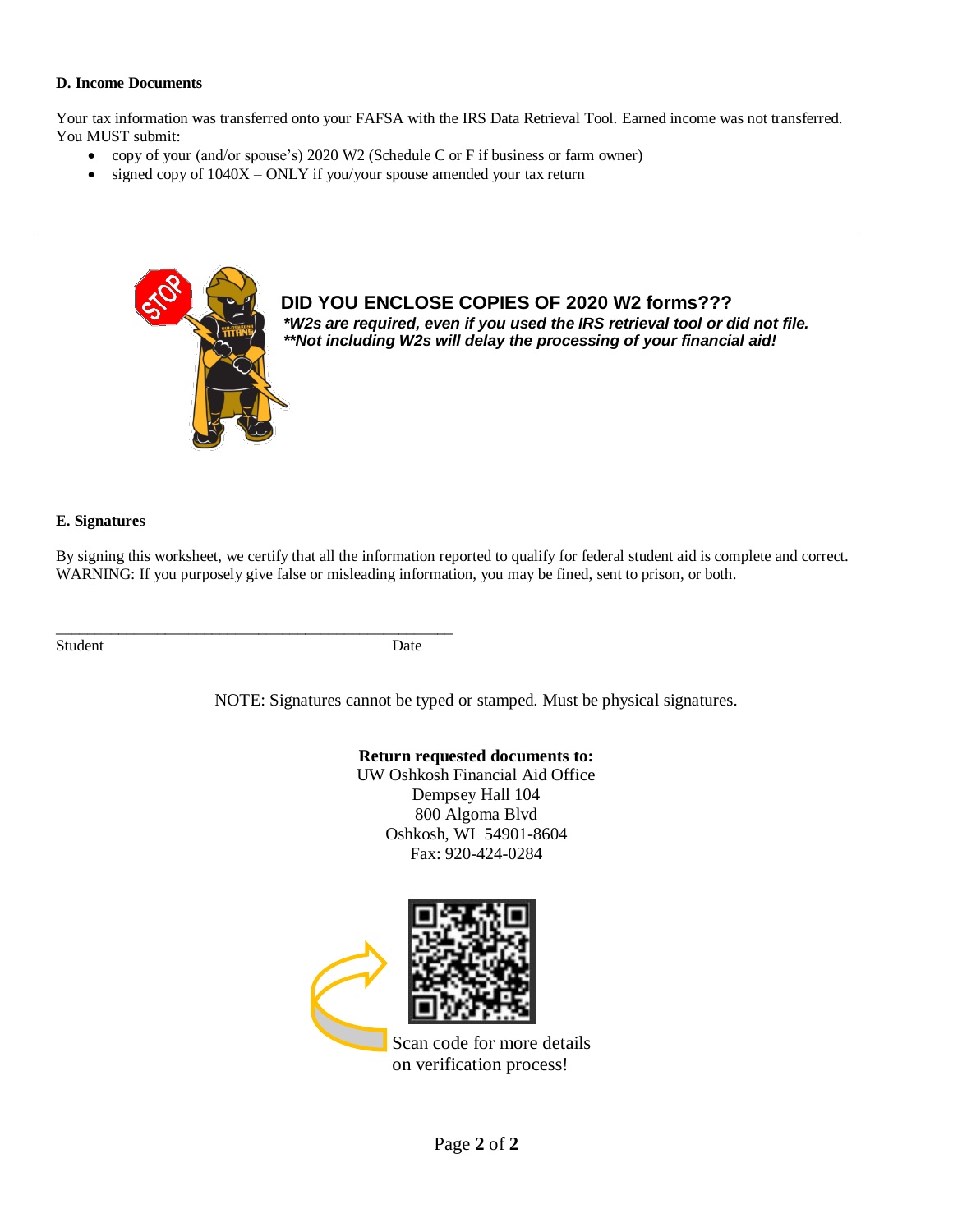**D. Income Documents**

Your tax information was transferred onto your FAFSA with the IRS Data Retrieval Tool. Earned income was not transferred. You MUST submit:

- copy of your (and/or spouse's) 2020 W2 (Schedule C or F if business or farm owner)
- signed copy of 1040X – ONLY if you/your spouse amended your tax return

---

**DID YOU ENCLOSE COPIES OF 2020 W2 forms???**

***W2s are required, even if you used the IRS retrieval tool or did not file.***

*****Not including W2s will delay the processing of your financial aid!***

**E. Signatures**

By signing this worksheet, we certify that all the information reported to qualify for federal student aid is complete and correct. WARNING: If you purposely give false or misleading information, you may be fined, sent to prison, or both.

\_\_\_\_\_\_\_\_\_\_\_\_\_\_\_\_\_\_\_\_\_\_\_\_\_\_\_\_\_\_\_\_\_\_\_\_\_\_\_\_\_\_\_\_\_\_\_\_\_\_\_\_

Student Date

NOTE: Signatures cannot be typed or stamped. Must be physical signatures.

**Return requested documents to:**

UW Oshkosh Financial Aid Office
Dempsey Hall 104
800 Algoma Blvd
Oshkosh, WI 54901-8604
Fax: 920-424-0284

Scan code for more details on verification process!